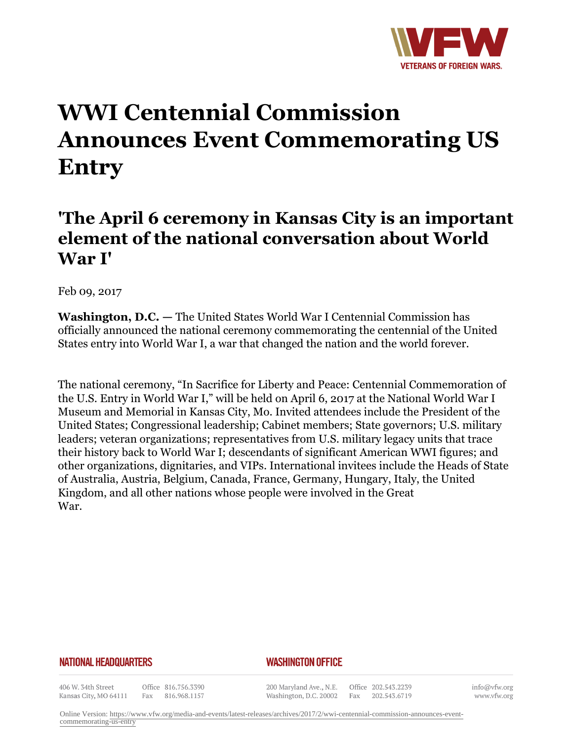# WWI Centennial Commission Announces Event Commemorating US Entry

## 'The April 6 ceremony in Kansas City is an important element of the national conversation about World War I'

Feb 09, 2017

**Washington, D.C.** — The United States World War I Centennial Commission has officially announced the national ceremony commemorating the centennial of the United States entry into World War I, a war that changed the nation and the world forever.

The national ceremony, "In Sacrifice for Liberty and Peace: Centennial Commemoration of the U.S. Entry in World War I," will be held on April 6, 2017 at the National World War I Museum and Memorial in Kansas City, Mo. Invited attendees include the President of the United States; Congressional leadership; Cabinet members; State governors; U.S. military leaders; veteran organizations; representatives from U.S. military legacy units that trace their history back to World War I; descendants of significant American WWI figures; and other organizations, dignitaries, and VIPs. International invitees include the Heads of State of Australia, Austria, Belgium, Canada, France, Germany, Hungary, Italy, the United Kingdom, and all other nations whose people were involved in the Great War.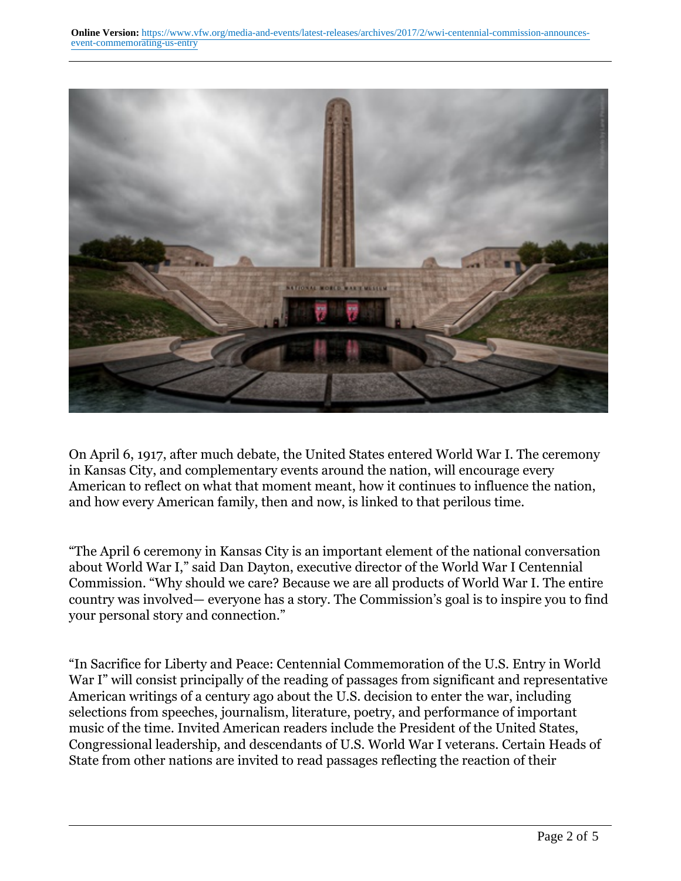On April 6, 1917, after much debate, the United States entered World War I. The ceremony in Kansas City, and complementary events around the nation, will encourage every American to reflect on what that moment meant, how it continues to influence the nation, and how every American family, then and now, is linked to that perilous time.

“The April 6 ceremony in Kansas City is an important element of the national conversation about World War I,” said Dan Dayton, executive director of the World War I Centennial Commission. “Why should we care? Because we are all products of World War I. The entire country was involved— everyone has a story. The Commission’s goal is to inspire you to find your personal story and connection.”

“In Sacrifice for Liberty and Peace: Centennial Commemoration of the U.S. Entry in World War I” will consist principally of the reading of passages from significant and representative American writings of a century ago about the U.S. decision to enter the war, including selections from speeches, journalism, literature, poetry, and performance of important music of the time. Invited American readers include the President of the United States, Congressional leadership, and descendants of U.S. World War I veterans. Certain Heads of State from other nations are invited to read passages reflecting the reaction of their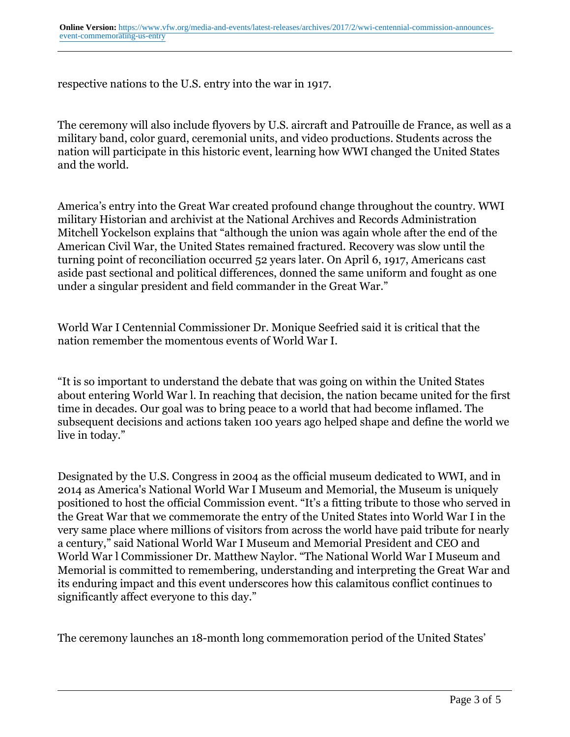respective nations to the U.S. entry into the war in 1917.

The ceremony will also include flyovers by U.S. aircraft and Patrouille de France, as well as a military band, color guard, ceremonial units, and video productions. Students across the nation will participate in this historic event, learning how WWI changed the United States and the world.

America's entry into the Great War created profound change throughout the country. WWI military Historian and archivist at the National Archives and Records Administration Mitchell Yockelson explains that "although the union was again whole after the end of the American Civil War, the United States remained fractured. Recovery was slow until the turning point of reconciliation occurred 52 years later. On April 6, 1917, Americans cast aside past sectional and political differences, donned the same uniform and fought as one under a singular president and field commander in the Great War."

World War I Centennial Commissioner Dr. Monique Seefried said it is critical that the nation remember the momentous events of World War I.

"It is so important to understand the debate that was going on within the United States about entering World War l. In reaching that decision, the nation became united for the first time in decades. Our goal was to bring peace to a world that had become inflamed. The subsequent decisions and actions taken 100 years ago helped shape and define the world we live in today."

Designated by the U.S. Congress in 2004 as the official museum dedicated to WWI, and in 2014 as America's National World War I Museum and Memorial, the Museum is uniquely positioned to host the official Commission event. "It's a fitting tribute to those who served in the Great War that we commemorate the entry of the United States into World War I in the very same place where millions of visitors from across the world have paid tribute for nearly a century," said National World War I Museum and Memorial President and CEO and World War l Commissioner Dr. Matthew Naylor. "The National World War I Museum and Memorial is committed to remembering, understanding and interpreting the Great War and its enduring impact and this event underscores how this calamitous conflict continues to significantly affect everyone to this day."

The ceremony launches an 18-month long commemoration period of the United States'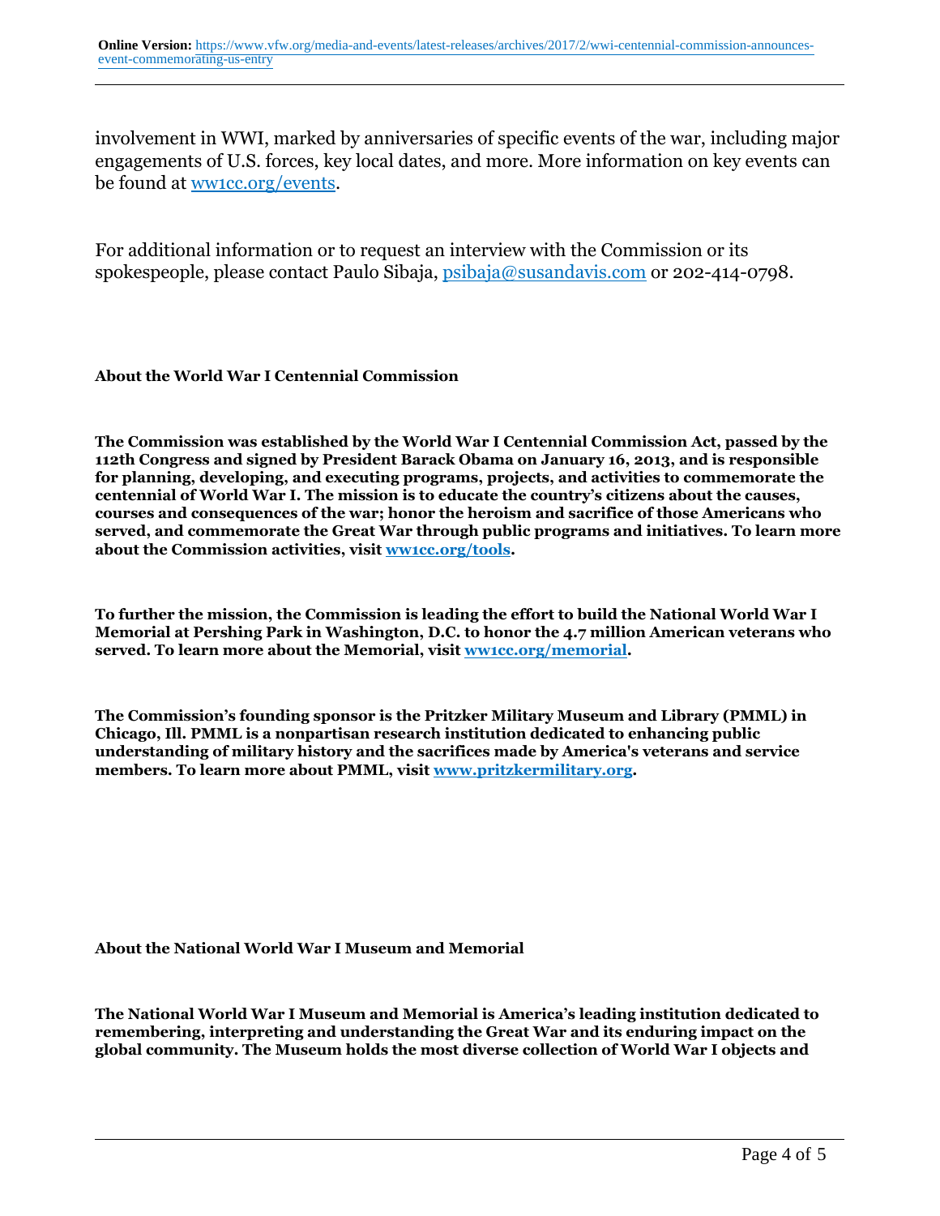involvement in WWI, marked by anniversaries of specific events of the war, including major engagements of U.S. forces, key local dates, and more. More information on key events can be found at [ww1cc.org/events](ww1cc.org/events).

For additional information or to request an interview with the Commission or its spokespeople, please contact Paulo Sibaja, psibaja@susandavis.com or 202-414-0798.

**About the World War I Centennial Commission**

**The Commission was established by the World War I Centennial Commission Act, passed by the 112th Congress and signed by President Barack Obama on January 16, 2013, and is responsible for planning, developing, and executing programs, projects, and activities to commemorate the centennial of World War I. The mission is to educate the country's citizens about the causes, courses and consequences of the war; honor the heroism and sacrifice of those Americans who served, and commemorate the Great War through public programs and initiatives. To learn more about the Commission activities, visit [ww1cc.org/tools](ww1cc.org/tools).**

**To further the mission, the Commission is leading the effort to build the National World War I Memorial at Pershing Park in Washington, D.C. to honor the 4.7 million American veterans who served. To learn more about the Memorial, visit [ww1cc.org/memorial](ww1cc.org/memorial).**

**The Commission's founding sponsor is the Pritzker Military Museum and Library (PMML) in Chicago, Ill. PMML is a nonpartisan research institution dedicated to enhancing public understanding of military history and the sacrifices made by America's veterans and service members. To learn more about PMML, visit [www.pritzkermilitary.org](www.pritzkermilitary.org).**

**About the National World War I Museum and Memorial**

**The National World War I Museum and Memorial is America's leading institution dedicated to remembering, interpreting and understanding the Great War and its enduring impact on the global community. The Museum holds the most diverse collection of World War I objects and**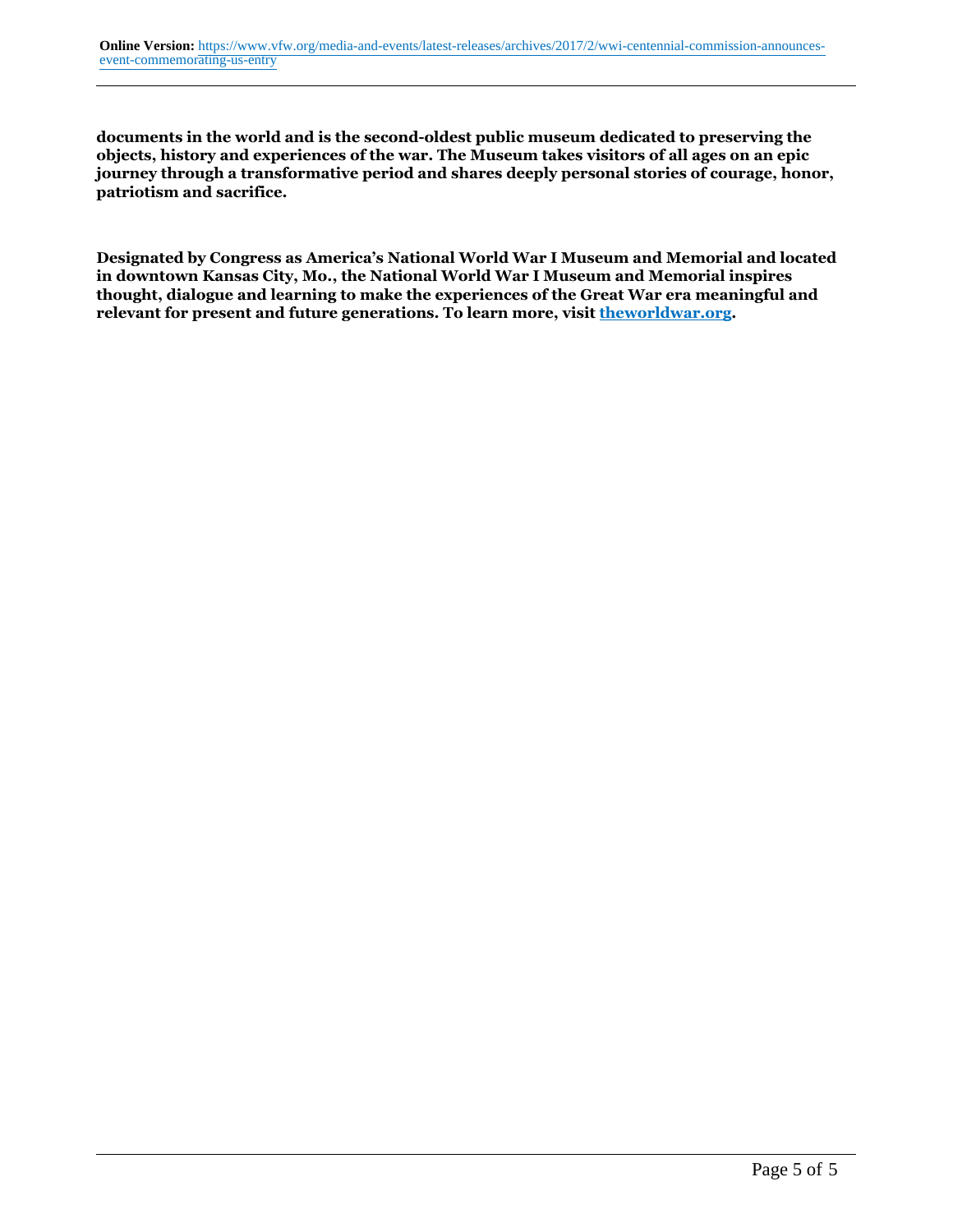**documents in the world and is the second-oldest public museum dedicated to preserving the objects, history and experiences of the war. The Museum takes visitors of all ages on an epic journey through a transformative period and shares deeply personal stories of courage, honor, patriotism and sacrifice.**

**Designated by Congress as America's National World War I Museum and Memorial and located in downtown Kansas City, Mo., the National World War I Museum and Memorial inspires thought, dialogue and learning to make the experiences of the Great War era meaningful and relevant for present and future generations. To learn more, visit [theworldwar.org](theworldwar.org).**